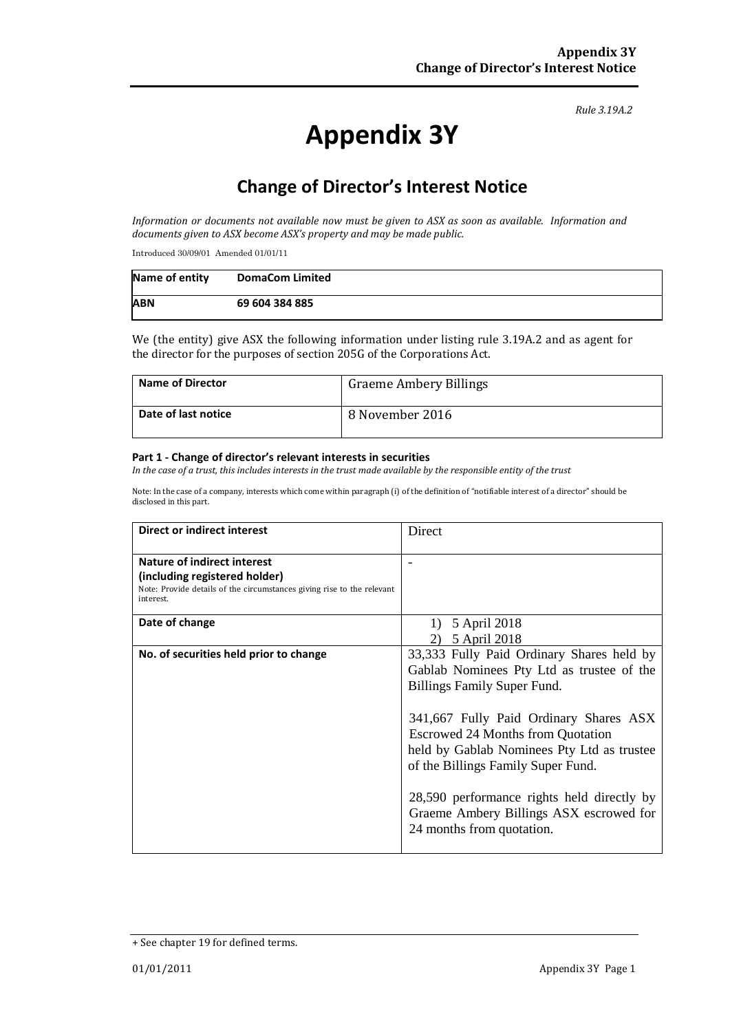*Rule 3.19A.2*

# Appendix 3Y

## Change of Director's Interest Notice

*Information or documents not available now must be given to ASX as soon as available. Information and documents given to ASX become ASX's property and may be made public.*

Introduced 30/09/01 Amended 01/01/11

| Name of entity | DomaCom Limited |
|---|---|
| ABN | 69 604 384 885 |

We (the entity) give ASX the following information under listing rule 3.19A.2 and as agent for the director for the purposes of section 205G of the Corporations Act.

| Name of Director | Graeme Ambery Billings |
|---|---|
| Date of last notice | 8 November 2016 |

#### Part 1 - Change of director's relevant interests in securities

*In the case of a trust, this includes interests in the trust made available by the responsible entity of the trust*

Note: In the case of a company, interests which come within paragraph (i) of the definition of "notifiable interest of a director" should be disclosed in this part.

| Direct or indirect interest | Direct |
|---|---|
| **Nature of indirect interest (including registered holder)**<br>Note: Provide details of the circumstances giving rise to the relevant interest. | - |
| **Date of change** | 1) 5 April 2018<br>2) 5 April 2018 |
| **No. of securities held prior to change** | 33,333 Fully Paid Ordinary Shares held by Gablab Nominees Pty Ltd as trustee of the Billings Family Super Fund.<br><br>341,667 Fully Paid Ordinary Shares ASX Escrowed 24 Months from Quotation held by Gablab Nominees Pty Ltd as trustee of the Billings Family Super Fund.<br><br>28,590 performance rights held directly by Graeme Ambery Billings ASX escrowed for 24 months from quotation. |

+ See chapter 19 for defined terms.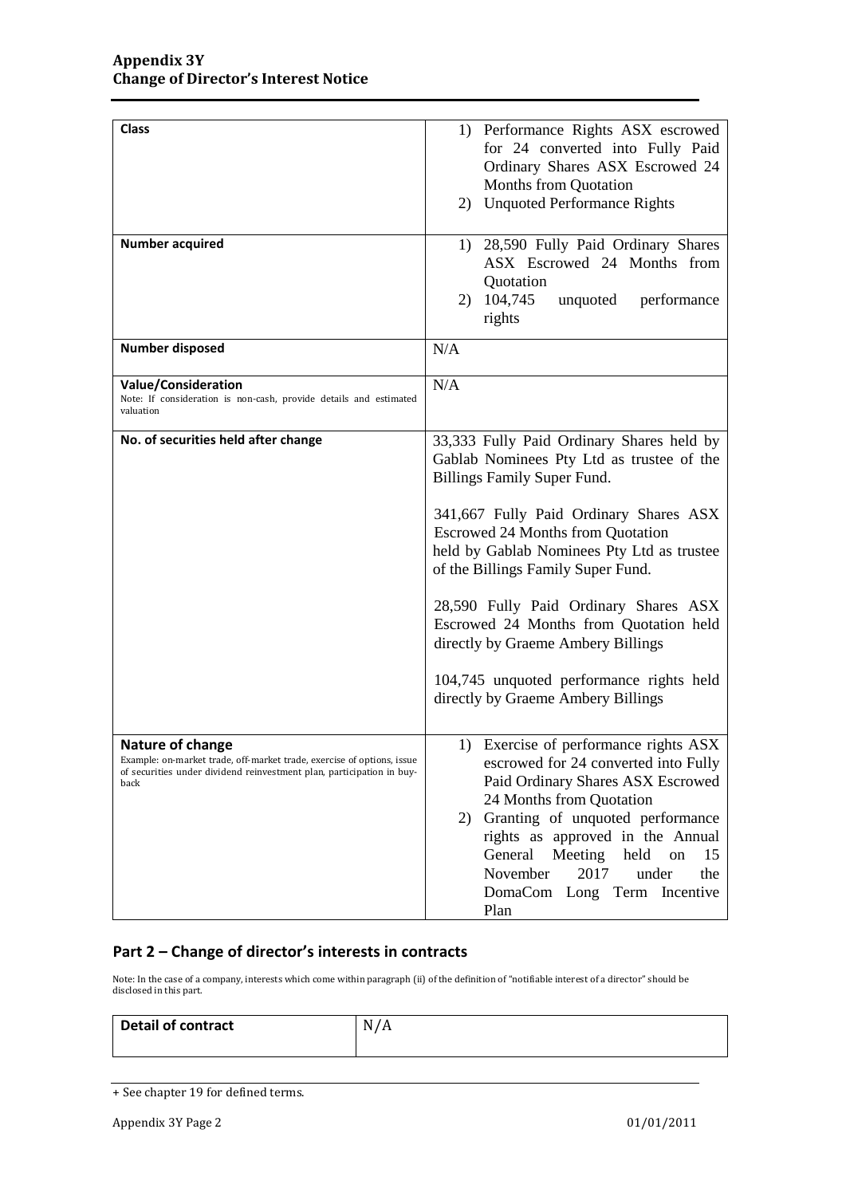| Class | 1) Performance Rights ASX escrowed for 24 converted into Fully Paid Ordinary Shares ASX Escrowed 24 Months from Quotation<br>2) Unquoted Performance Rights |
|---|---|
| **Number acquired** | 1) 28,590 Fully Paid Ordinary Shares ASX Escrowed 24 Months from Quotation<br>2) 104,745 unquoted performance rights |
| **Number disposed** | N/A |
| **Value/Consideration**<br>Note: If consideration is non-cash, provide details and estimated valuation | N/A |
| **No. of securities held after change** | 33,333 Fully Paid Ordinary Shares held by Gablab Nominees Pty Ltd as trustee of the Billings Family Super Fund.<br><br>341,667 Fully Paid Ordinary Shares ASX Escrowed 24 Months from Quotation held by Gablab Nominees Pty Ltd as trustee of the Billings Family Super Fund.<br><br>28,590 Fully Paid Ordinary Shares ASX Escrowed 24 Months from Quotation held directly by Graeme Ambery Billings<br><br>104,745 unquoted performance rights held directly by Graeme Ambery Billings |
| **Nature of change**<br>Example: on-market trade, off-market trade, exercise of options, issue of securities under dividend reinvestment plan, participation in buy-back | 1) Exercise of performance rights ASX escrowed for 24 converted into Fully Paid Ordinary Shares ASX Escrowed 24 Months from Quotation<br>2) Granting of unquoted performance rights as approved in the Annual General Meeting held on 15 November 2017 under the DomaCom Long Term Incentive Plan |

## Part 2 – Change of director's interests in contracts

Note: In the case of a company, interests which come within paragraph (ii) of the definition of "notifiable interest of a director" should be disclosed in this part.

| Detail of contract | N/A |
|---|---|

+ See chapter 19 for defined terms.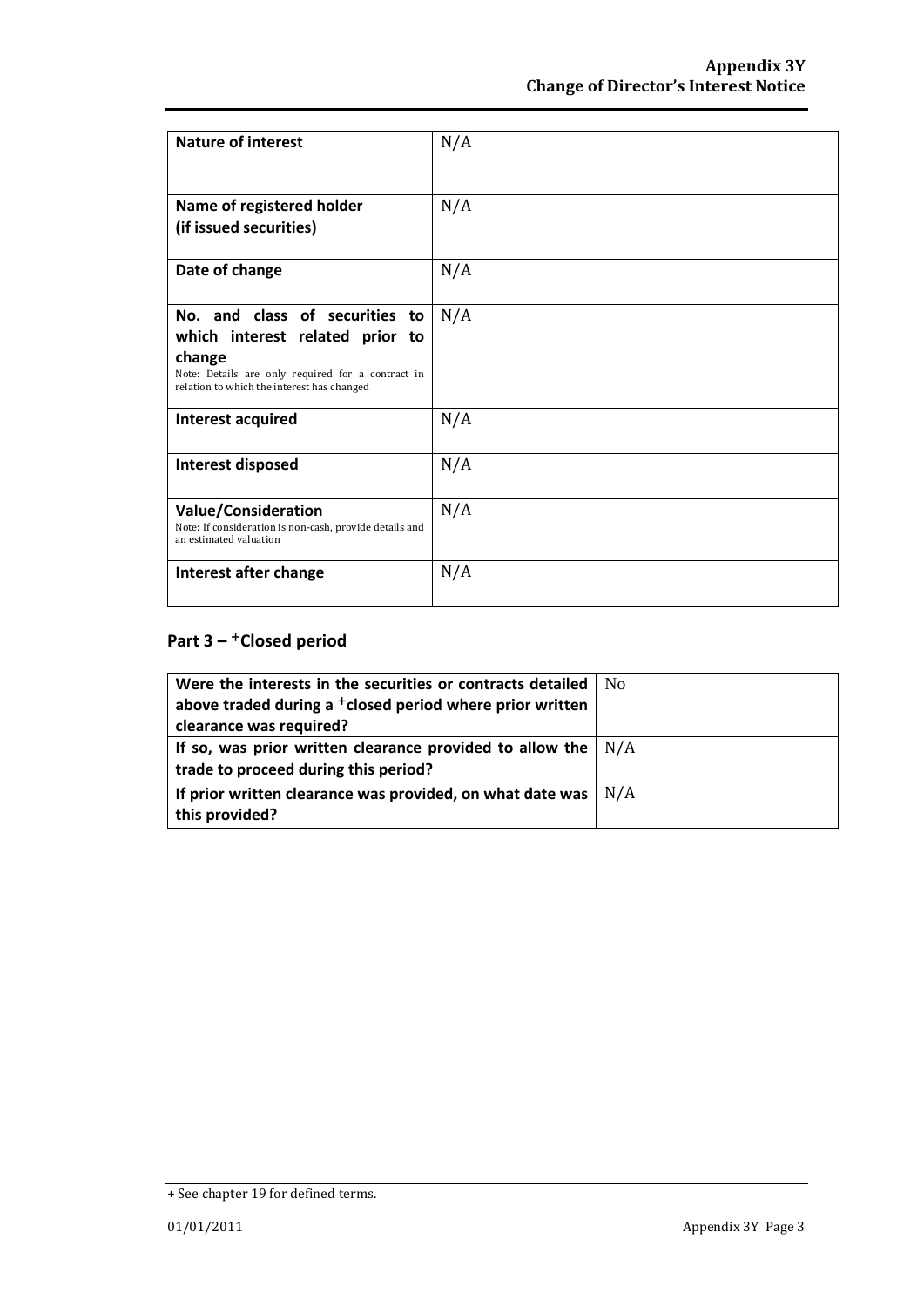| | |
|---|---|
| **Nature of interest** | N/A |
| **Name of registered holder (if issued securities)** | N/A |
| **Date of change** | N/A |
| **No. and class of securities to which interest related prior to change** Note: Details are only required for a contract in relation to which the interest has changed | N/A |
| **Interest acquired** | N/A |
| **Interest disposed** | N/A |
| **Value/Consideration** Note: If consideration is non-cash, provide details and an estimated valuation | N/A |
| **Interest after change** | N/A |

## Part 3 – +Closed period

| | |
|---|---|
| **Were the interests in the securities or contracts detailed above traded during a +closed period where prior written clearance was required?** | No |
| **If so, was prior written clearance provided to allow the trade to proceed during this period?** | N/A |
| **If prior written clearance was provided, on what date was this provided?** | N/A |

+ See chapter 19 for defined terms.